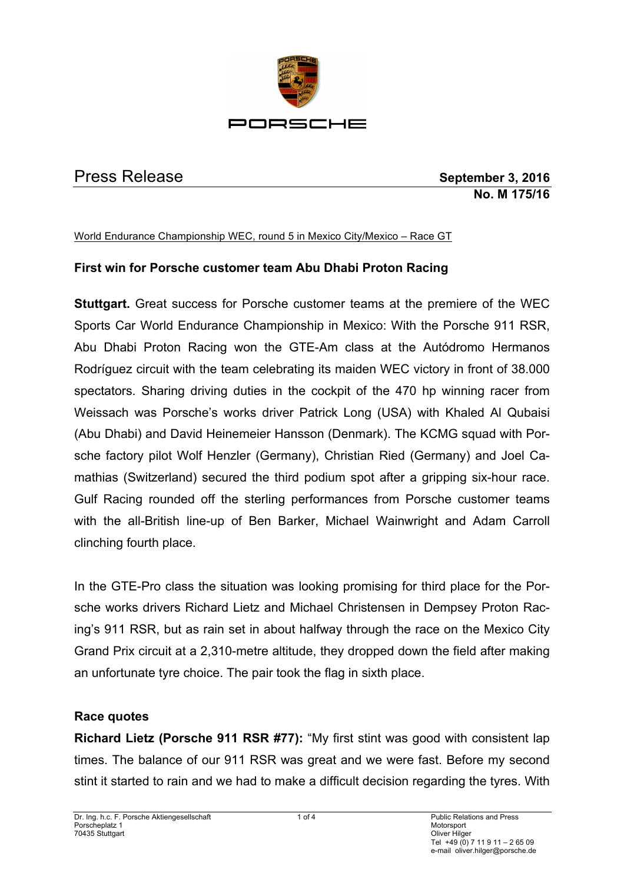PORSCHE

# Press Release

**September 3, 2016**
**No. M 175/16**

World Endurance Championship WEC, round 5 in Mexico City/Mexico – Race GT

## First win for Porsche customer team Abu Dhabi Proton Racing

**Stuttgart.** Great success for Porsche customer teams at the premiere of the WEC Sports Car World Endurance Championship in Mexico: With the Porsche 911 RSR, Abu Dhabi Proton Racing won the GTE-Am class at the Autódromo Hermanos Rodríguez circuit with the team celebrating its maiden WEC victory in front of 38.000 spectators. Sharing driving duties in the cockpit of the 470 hp winning racer from Weissach was Porsche's works driver Patrick Long (USA) with Khaled Al Qubaisi (Abu Dhabi) and David Heinemeier Hansson (Denmark). The KCMG squad with Porsche factory pilot Wolf Henzler (Germany), Christian Ried (Germany) and Joel Camathias (Switzerland) secured the third podium spot after a gripping six-hour race. Gulf Racing rounded off the sterling performances from Porsche customer teams with the all-British line-up of Ben Barker, Michael Wainwright and Adam Carroll clinching fourth place.

In the GTE-Pro class the situation was looking promising for third place for the Porsche works drivers Richard Lietz and Michael Christensen in Dempsey Proton Racing's 911 RSR, but as rain set in about halfway through the race on the Mexico City Grand Prix circuit at a 2,310-metre altitude, they dropped down the field after making an unfortunate tyre choice. The pair took the flag in sixth place.

### Race quotes

**Richard Lietz (Porsche 911 RSR #77):** "My first stint was good with consistent lap times. The balance of our 911 RSR was great and we were fast. Before my second stint it started to rain and we had to make a difficult decision regarding the tyres. With

Dr. Ing. h.c. F. Porsche Aktiengesellschaft
Porscheplatz 1
70435 Stuttgart

Public Relations and Press
Motorsport
Oliver Hilger
Tel +49 (0) 7 11 9 11 – 2 65 09
e-mail oliver.hilger@porsche.de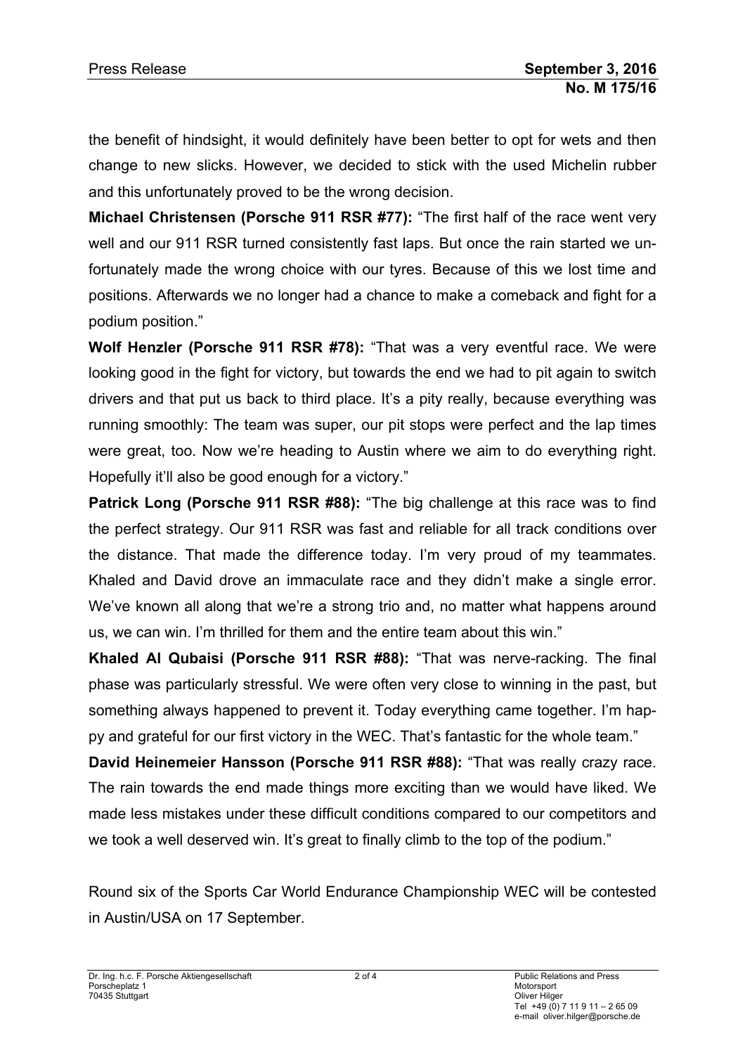the benefit of hindsight, it would definitely have been better to opt for wets and then change to new slicks. However, we decided to stick with the used Michelin rubber and this unfortunately proved to be the wrong decision.

**Michael Christensen (Porsche 911 RSR #77):** "The first half of the race went very well and our 911 RSR turned consistently fast laps. But once the rain started we unfortunately made the wrong choice with our tyres. Because of this we lost time and positions. Afterwards we no longer had a chance to make a comeback and fight for a podium position."

**Wolf Henzler (Porsche 911 RSR #78):** "That was a very eventful race. We were looking good in the fight for victory, but towards the end we had to pit again to switch drivers and that put us back to third place. It's a pity really, because everything was running smoothly: The team was super, our pit stops were perfect and the lap times were great, too. Now we're heading to Austin where we aim to do everything right. Hopefully it'll also be good enough for a victory."

**Patrick Long (Porsche 911 RSR #88):** "The big challenge at this race was to find the perfect strategy. Our 911 RSR was fast and reliable for all track conditions over the distance. That made the difference today. I'm very proud of my teammates. Khaled and David drove an immaculate race and they didn't make a single error. We've known all along that we're a strong trio and, no matter what happens around us, we can win. I'm thrilled for them and the entire team about this win."

**Khaled Al Qubaisi (Porsche 911 RSR #88):** "That was nerve-racking. The final phase was particularly stressful. We were often very close to winning in the past, but something always happened to prevent it. Today everything came together. I'm happy and grateful for our first victory in the WEC. That's fantastic for the whole team."

**David Heinemeier Hansson (Porsche 911 RSR #88):** "That was really crazy race. The rain towards the end made things more exciting than we would have liked. We made less mistakes under these difficult conditions compared to our competitors and we took a well deserved win. It's great to finally climb to the top of the podium."

Round six of the Sports Car World Endurance Championship WEC will be contested in Austin/USA on 17 September.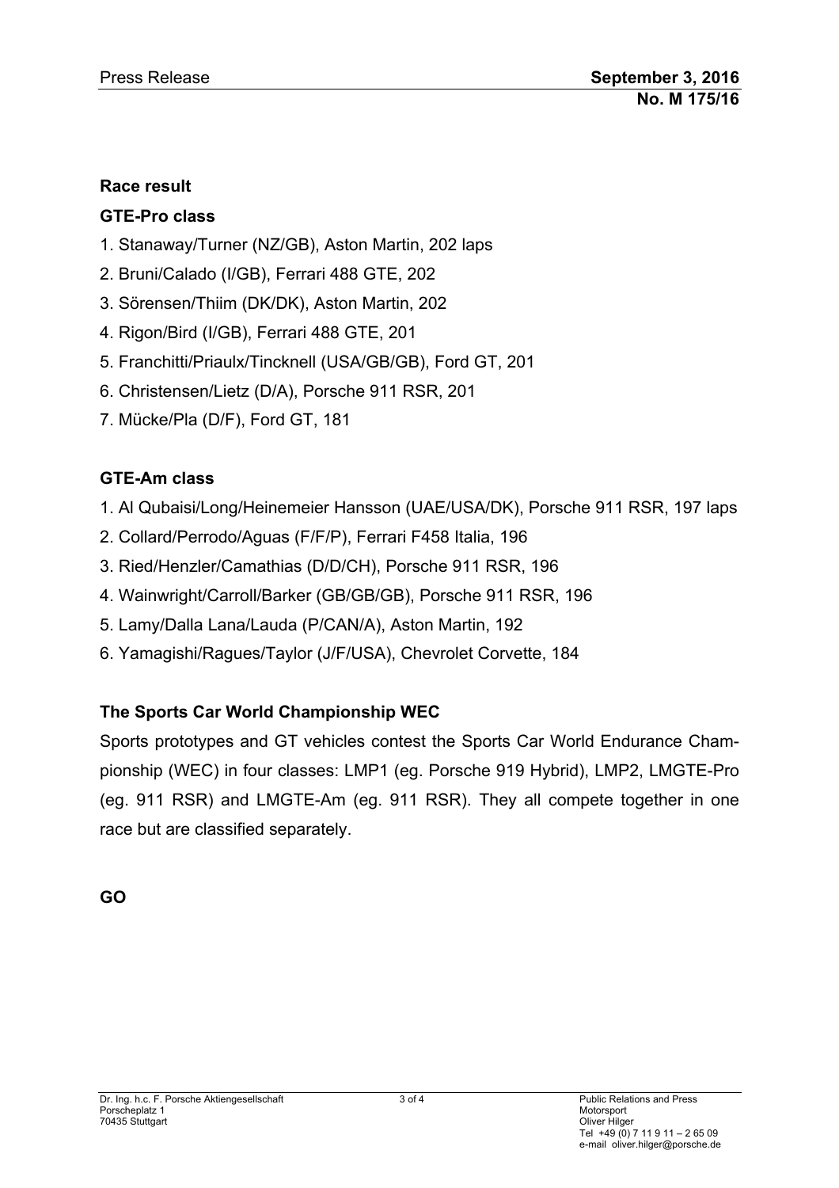Press Release **September 3, 2016**
**No. M 175/16**

**Race result**

**GTE-Pro class**

1. Stanaway/Turner (NZ/GB), Aston Martin, 202 laps
2. Bruni/Calado (I/GB), Ferrari 488 GTE, 202
3. Sörensen/Thiim (DK/DK), Aston Martin, 202
4. Rigon/Bird (I/GB), Ferrari 488 GTE, 201
5. Franchitti/Priaulx/Tincknell (USA/GB/GB), Ford GT, 201
6. Christensen/Lietz (D/A), Porsche 911 RSR, 201
7. Mücke/Pla (D/F), Ford GT, 181

**GTE-Am class**

1. Al Qubaisi/Long/Heinemeier Hansson (UAE/USA/DK), Porsche 911 RSR, 197 laps
2. Collard/Perrodo/Aguas (F/F/P), Ferrari F458 Italia, 196
3. Ried/Henzler/Camathias (D/D/CH), Porsche 911 RSR, 196
4. Wainwright/Carroll/Barker (GB/GB/GB), Porsche 911 RSR, 196
5. Lamy/Dalla Lana/Lauda (P/CAN/A), Aston Martin, 192
6. Yamagishi/Ragues/Taylor (J/F/USA), Chevrolet Corvette, 184

**The Sports Car World Championship WEC**

Sports prototypes and GT vehicles contest the Sports Car World Endurance Championship (WEC) in four classes: LMP1 (eg. Porsche 919 Hybrid), LMP2, LMGTE-Pro (eg. 911 RSR) and LMGTE-Am (eg. 911 RSR). They all compete together in one race but are classified separately.

**GO**

Dr. Ing. h.c. F. Porsche Aktiengesellschaft
Porscheplatz 1
70435 Stuttgart

Public Relations and Press
Motorsport
Oliver Hilger
Tel +49 (0) 7 11 9 11 – 2 65 09
e-mail oliver.hilger@porsche.de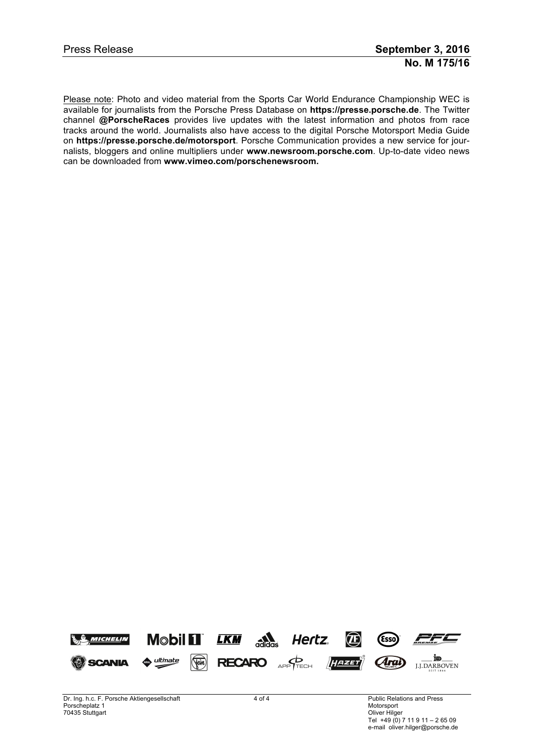Please note: Photo and video material from the Sports Car World Endurance Championship WEC is available for journalists from the Porsche Press Database on **https://presse.porsche.de**. The Twitter channel **@PorscheRaces** provides live updates with the latest information and photos from race tracks around the world. Journalists also have access to the digital Porsche Motorsport Media Guide on **https://presse.porsche.de/motorsport**. Porsche Communication provides a new service for journalists, bloggers and online multipliers under **www.newsroom.porsche.com**. Up-to-date video news can be downloaded from **www.vimeo.com/porschenewsroom.**

Dr. Ing. h.c. F. Porsche Aktiengesellschaft
Porscheplatz 1
70435 Stuttgart

Public Relations and Press
Motorsport
Oliver Hilger
Tel +49 (0) 7 11 9 11 – 2 65 09
e-mail oliver.hilger@porsche.de